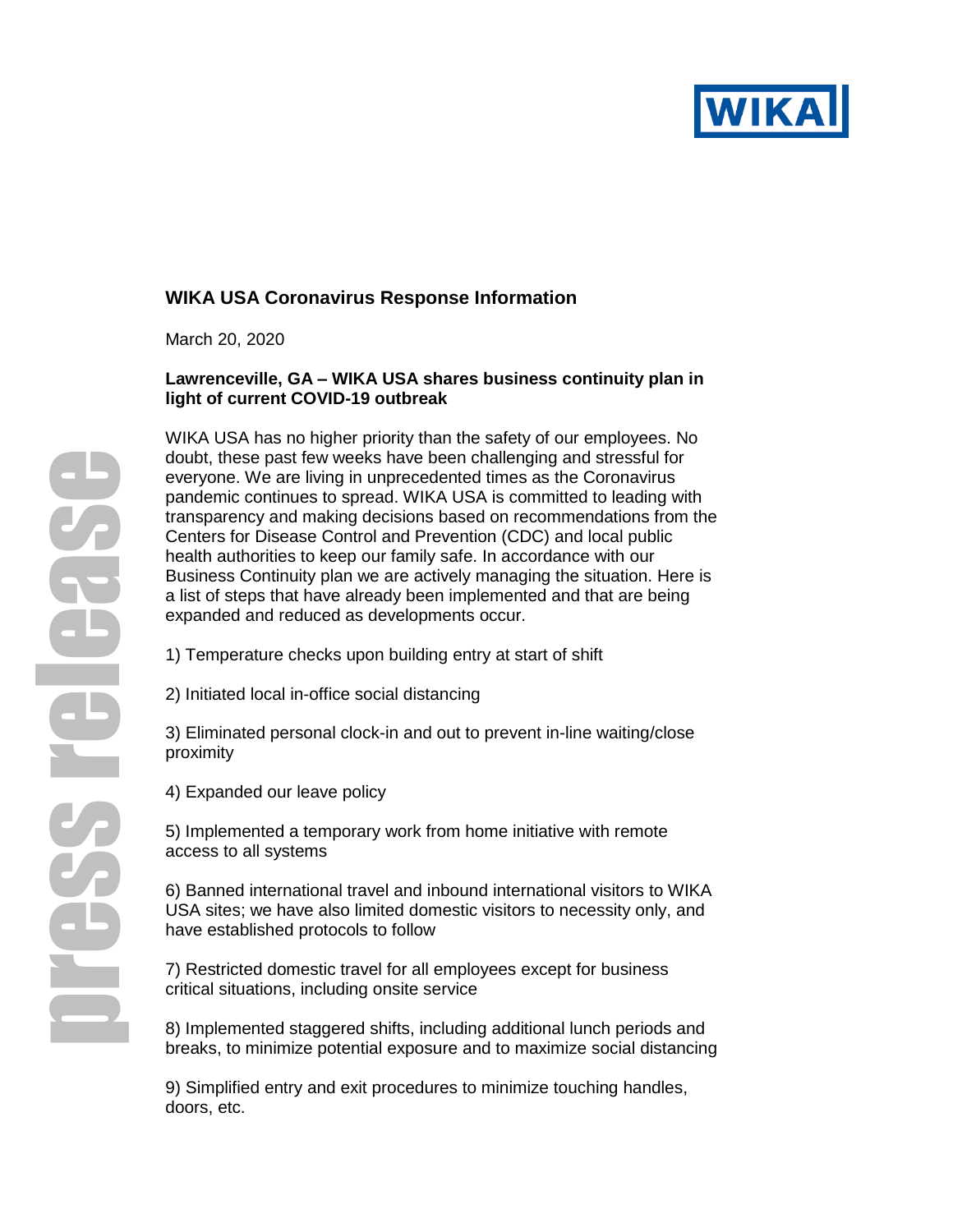## WIKA USA Coronavirus Response Information

March 20, 2020

**Lawrenceville, GA – WIKA USA shares business continuity plan in light of current COVID-19 outbreak**

WIKA USA has no higher priority than the safety of our employees. No doubt, these past few weeks have been challenging and stressful for everyone. We are living in unprecedented times as the Coronavirus pandemic continues to spread. WIKA USA is committed to leading with transparency and making decisions based on recommendations from the Centers for Disease Control and Prevention (CDC) and local public health authorities to keep our family safe. In accordance with our Business Continuity plan we are actively managing the situation. Here is a list of steps that have already been implemented and that are being expanded and reduced as developments occur.

1) Temperature checks upon building entry at start of shift

2) Initiated local in-office social distancing

3) Eliminated personal clock-in and out to prevent in-line waiting/close proximity

4) Expanded our leave policy

5) Implemented a temporary work from home initiative with remote access to all systems

6) Banned international travel and inbound international visitors to WIKA USA sites; we have also limited domestic visitors to necessity only, and have established protocols to follow

7) Restricted domestic travel for all employees except for business critical situations, including onsite service

8) Implemented staggered shifts, including additional lunch periods and breaks, to minimize potential exposure and to maximize social distancing

9) Simplified entry and exit procedures to minimize touching handles, doors, etc.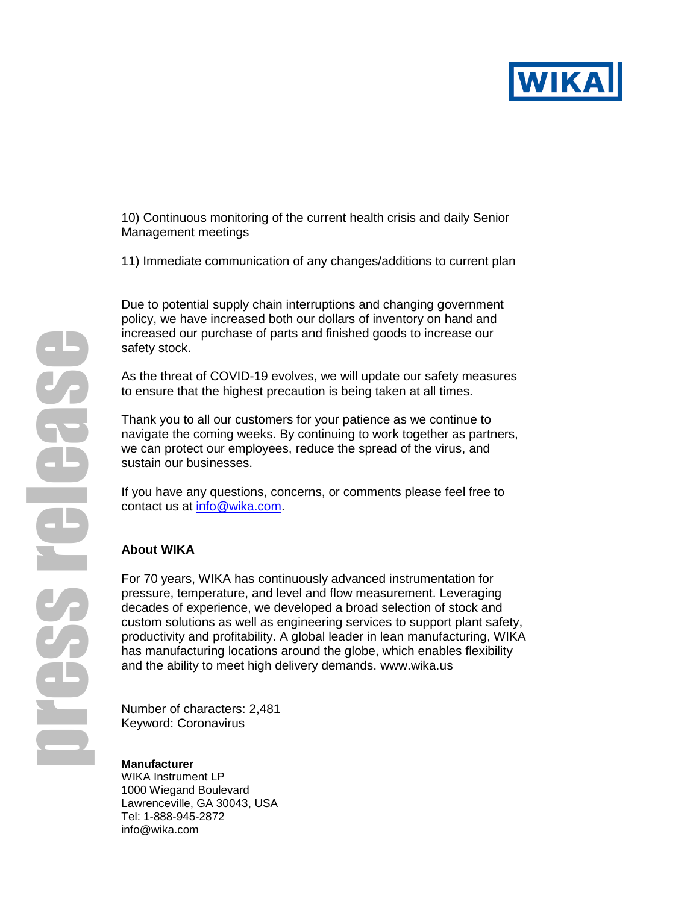10) Continuous monitoring of the current health crisis and daily Senior Management meetings

11) Immediate communication of any changes/additions to current plan

Due to potential supply chain interruptions and changing government policy, we have increased both our dollars of inventory on hand and increased our purchase of parts and finished goods to increase our safety stock.

As the threat of COVID-19 evolves, we will update our safety measures to ensure that the highest precaution is being taken at all times.

Thank you to all our customers for your patience as we continue to navigate the coming weeks. By continuing to work together as partners, we can protect our employees, reduce the spread of the virus, and sustain our businesses.

If you have any questions, concerns, or comments please feel free to contact us at info@wika.com.

**About WIKA**

For 70 years, WIKA has continuously advanced instrumentation for pressure, temperature, and level and flow measurement. Leveraging decades of experience, we developed a broad selection of stock and custom solutions as well as engineering services to support plant safety, productivity and profitability. A global leader in lean manufacturing, WIKA has manufacturing locations around the globe, which enables flexibility and the ability to meet high delivery demands. www.wika.us

Number of characters: 2,481
Keyword: Coronavirus

**Manufacturer**
WIKA Instrument LP
1000 Wiegand Boulevard
Lawrenceville, GA 30043, USA
Tel: 1-888-945-2872
info@wika.com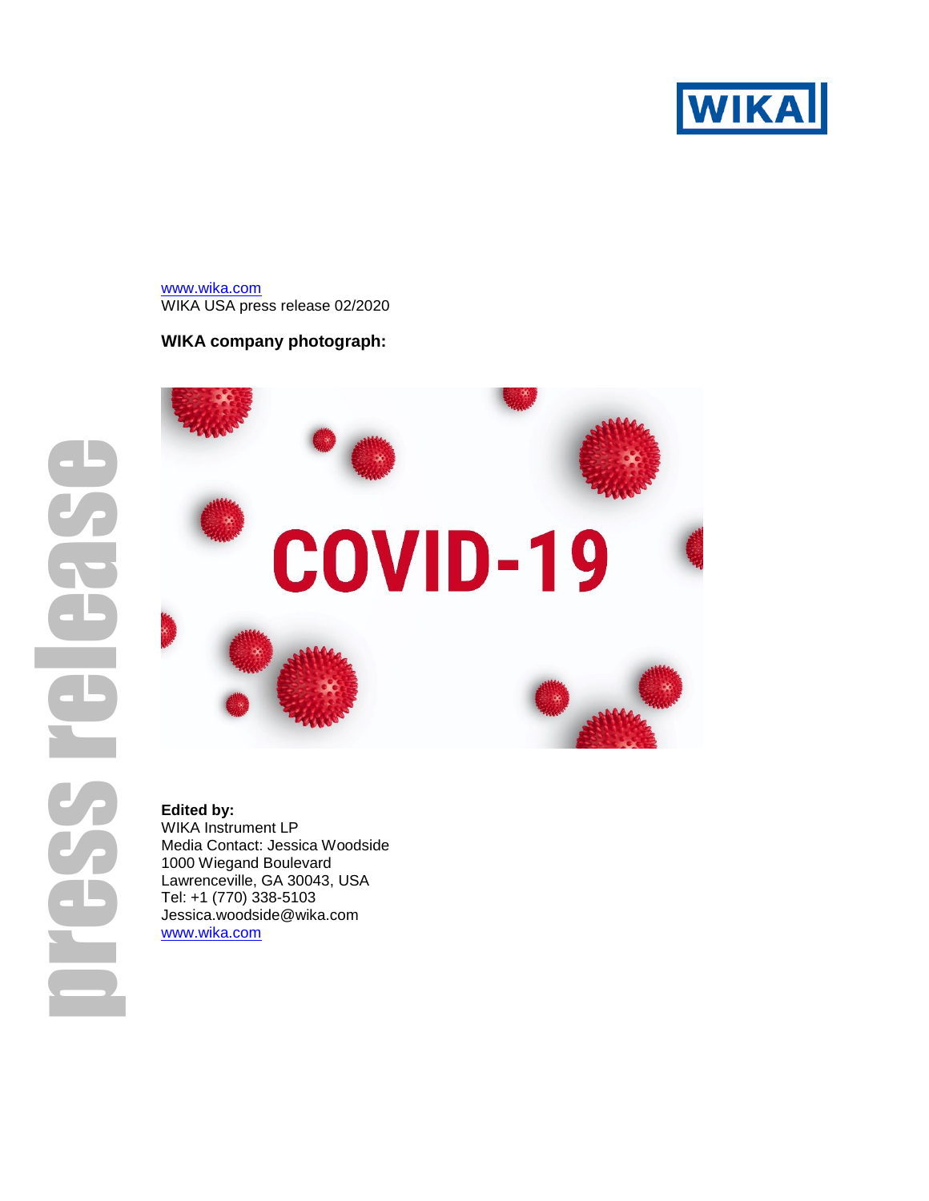www.wika.com
WIKA USA press release 02/2020

**WIKA company photograph:**

**Edited by:**
WIKA Instrument LP
Media Contact: Jessica Woodside
1000 Wiegand Boulevard
Lawrenceville, GA 30043, USA
Tel: +1 (770) 338-5103
Jessica.woodside@wika.com
www.wika.com